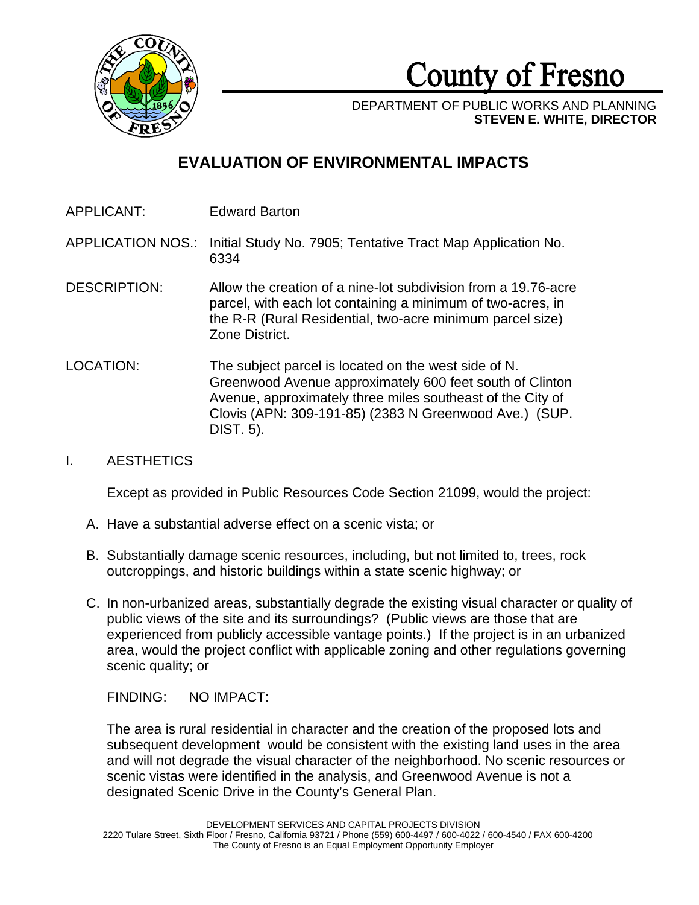# County of Fresno

DEPARTMENT OF PUBLIC WORKS AND PLANNING
**STEVEN E. WHITE, DIRECTOR**

## EVALUATION OF ENVIRONMENTAL IMPACTS

APPLICANT: Edward Barton

APPLICATION NOS.: Initial Study No. 7905; Tentative Tract Map Application No. 6334

DESCRIPTION: Allow the creation of a nine-lot subdivision from a 19.76-acre parcel, with each lot containing a minimum of two-acres, in the R-R (Rural Residential, two-acre minimum parcel size) Zone District.

LOCATION: The subject parcel is located on the west side of N. Greenwood Avenue approximately 600 feet south of Clinton Avenue, approximately three miles southeast of the City of Clovis (APN: 309-191-85) (2383 N Greenwood Ave.) (SUP. DIST. 5).

### I. AESTHETICS

Except as provided in Public Resources Code Section 21099, would the project:

A. Have a substantial adverse effect on a scenic vista; or

B. Substantially damage scenic resources, including, but not limited to, trees, rock outcroppings, and historic buildings within a state scenic highway; or

C. In non-urbanized areas, substantially degrade the existing visual character or quality of public views of the site and its surroundings? (Public views are those that are experienced from publicly accessible vantage points.) If the project is in an urbanized area, would the project conflict with applicable zoning and other regulations governing scenic quality; or

FINDING: NO IMPACT:

The area is rural residential in character and the creation of the proposed lots and subsequent development would be consistent with the existing land uses in the area and will not degrade the visual character of the neighborhood. No scenic resources or scenic vistas were identified in the analysis, and Greenwood Avenue is not a designated Scenic Drive in the County's General Plan.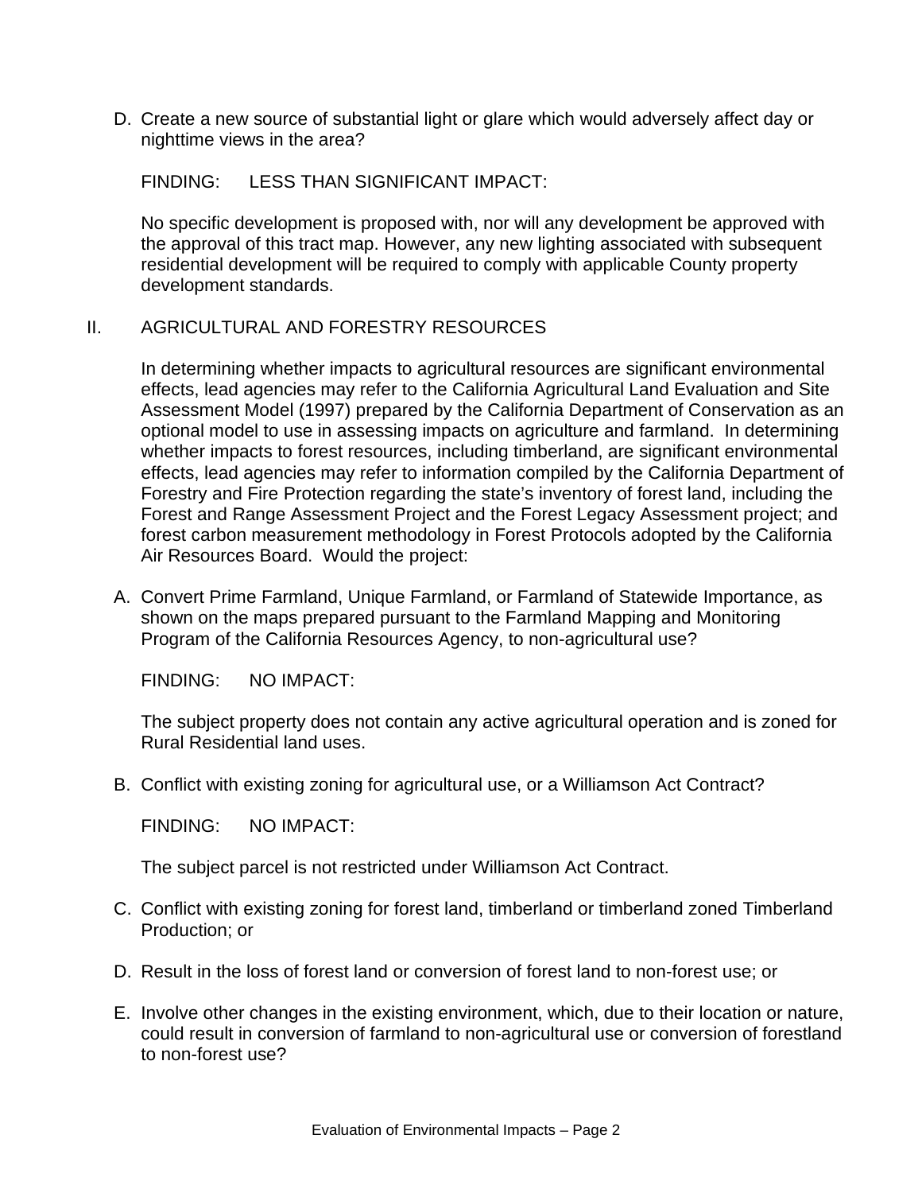D. Create a new source of substantial light or glare which would adversely affect day or nighttime views in the area?

   FINDING: LESS THAN SIGNIFICANT IMPACT:

   No specific development is proposed with, nor will any development be approved with the approval of this tract map. However, any new lighting associated with subsequent residential development will be required to comply with applicable County property development standards.

## II. AGRICULTURAL AND FORESTRY RESOURCES

In determining whether impacts to agricultural resources are significant environmental effects, lead agencies may refer to the California Agricultural Land Evaluation and Site Assessment Model (1997) prepared by the California Department of Conservation as an optional model to use in assessing impacts on agriculture and farmland. In determining whether impacts to forest resources, including timberland, are significant environmental effects, lead agencies may refer to information compiled by the California Department of Forestry and Fire Protection regarding the state's inventory of forest land, including the Forest and Range Assessment Project and the Forest Legacy Assessment project; and forest carbon measurement methodology in Forest Protocols adopted by the California Air Resources Board. Would the project:

A. Convert Prime Farmland, Unique Farmland, or Farmland of Statewide Importance, as shown on the maps prepared pursuant to the Farmland Mapping and Monitoring Program of the California Resources Agency, to non-agricultural use?

   FINDING: NO IMPACT:

   The subject property does not contain any active agricultural operation and is zoned for Rural Residential land uses.

B. Conflict with existing zoning for agricultural use, or a Williamson Act Contract?

   FINDING: NO IMPACT:

   The subject parcel is not restricted under Williamson Act Contract.

C. Conflict with existing zoning for forest land, timberland or timberland zoned Timberland Production; or

D. Result in the loss of forest land or conversion of forest land to non-forest use; or

E. Involve other changes in the existing environment, which, due to their location or nature, could result in conversion of farmland to non-agricultural use or conversion of forestland to non-forest use?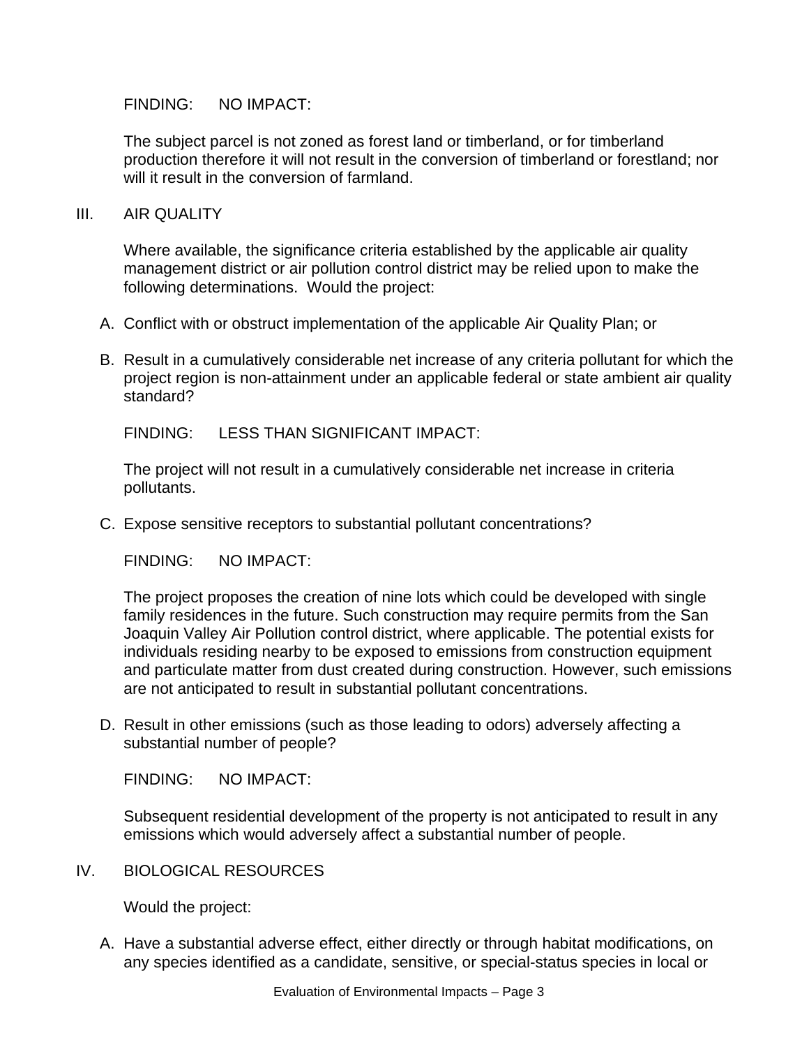FINDING: NO IMPACT:

The subject parcel is not zoned as forest land or timberland, or for timberland production therefore it will not result in the conversion of timberland or forestland; nor will it result in the conversion of farmland.

## III. AIR QUALITY

Where available, the significance criteria established by the applicable air quality management district or air pollution control district may be relied upon to make the following determinations. Would the project:

A. Conflict with or obstruct implementation of the applicable Air Quality Plan; or

B. Result in a cumulatively considerable net increase of any criteria pollutant for which the project region is non-attainment under an applicable federal or state ambient air quality standard?

FINDING: LESS THAN SIGNIFICANT IMPACT:

The project will not result in a cumulatively considerable net increase in criteria pollutants.

C. Expose sensitive receptors to substantial pollutant concentrations?

FINDING: NO IMPACT:

The project proposes the creation of nine lots which could be developed with single family residences in the future. Such construction may require permits from the San Joaquin Valley Air Pollution control district, where applicable. The potential exists for individuals residing nearby to be exposed to emissions from construction equipment and particulate matter from dust created during construction. However, such emissions are not anticipated to result in substantial pollutant concentrations.

D. Result in other emissions (such as those leading to odors) adversely affecting a substantial number of people?

FINDING: NO IMPACT:

Subsequent residential development of the property is not anticipated to result in any emissions which would adversely affect a substantial number of people.

## IV. BIOLOGICAL RESOURCES

Would the project:

A. Have a substantial adverse effect, either directly or through habitat modifications, on any species identified as a candidate, sensitive, or special-status species in local or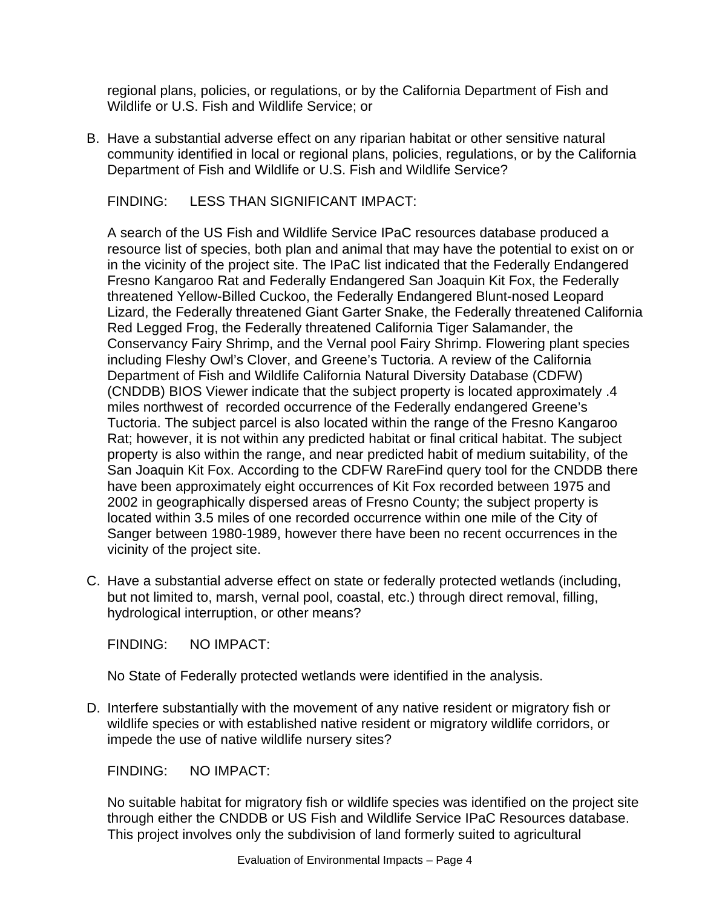regional plans, policies, or regulations, or by the California Department of Fish and Wildlife or U.S. Fish and Wildlife Service; or

B. Have a substantial adverse effect on any riparian habitat or other sensitive natural community identified in local or regional plans, policies, regulations, or by the California Department of Fish and Wildlife or U.S. Fish and Wildlife Service?

   FINDING: LESS THAN SIGNIFICANT IMPACT:

   A search of the US Fish and Wildlife Service IPaC resources database produced a resource list of species, both plan and animal that may have the potential to exist on or in the vicinity of the project site. The IPaC list indicated that the Federally Endangered Fresno Kangaroo Rat and Federally Endangered San Joaquin Kit Fox, the Federally threatened Yellow-Billed Cuckoo, the Federally Endangered Blunt-nosed Leopard Lizard, the Federally threatened Giant Garter Snake, the Federally threatened California Red Legged Frog, the Federally threatened California Tiger Salamander, the Conservancy Fairy Shrimp, and the Vernal pool Fairy Shrimp. Flowering plant species including Fleshy Owl's Clover, and Greene's Tuctoria. A review of the California Department of Fish and Wildlife California Natural Diversity Database (CDFW) (CNDDB) BIOS Viewer indicate that the subject property is located approximately .4 miles northwest of recorded occurrence of the Federally endangered Greene's Tuctoria. The subject parcel is also located within the range of the Fresno Kangaroo Rat; however, it is not within any predicted habitat or final critical habitat. The subject property is also within the range, and near predicted habit of medium suitability, of the San Joaquin Kit Fox. According to the CDFW RareFind query tool for the CNDDB there have been approximately eight occurrences of Kit Fox recorded between 1975 and 2002 in geographically dispersed areas of Fresno County; the subject property is located within 3.5 miles of one recorded occurrence within one mile of the City of Sanger between 1980-1989, however there have been no recent occurrences in the vicinity of the project site.

C. Have a substantial adverse effect on state or federally protected wetlands (including, but not limited to, marsh, vernal pool, coastal, etc.) through direct removal, filling, hydrological interruption, or other means?

   FINDING: NO IMPACT:

   No State of Federally protected wetlands were identified in the analysis.

D. Interfere substantially with the movement of any native resident or migratory fish or wildlife species or with established native resident or migratory wildlife corridors, or impede the use of native wildlife nursery sites?

   FINDING: NO IMPACT:

   No suitable habitat for migratory fish or wildlife species was identified on the project site through either the CNDDB or US Fish and Wildlife Service IPaC Resources database. This project involves only the subdivision of land formerly suited to agricultural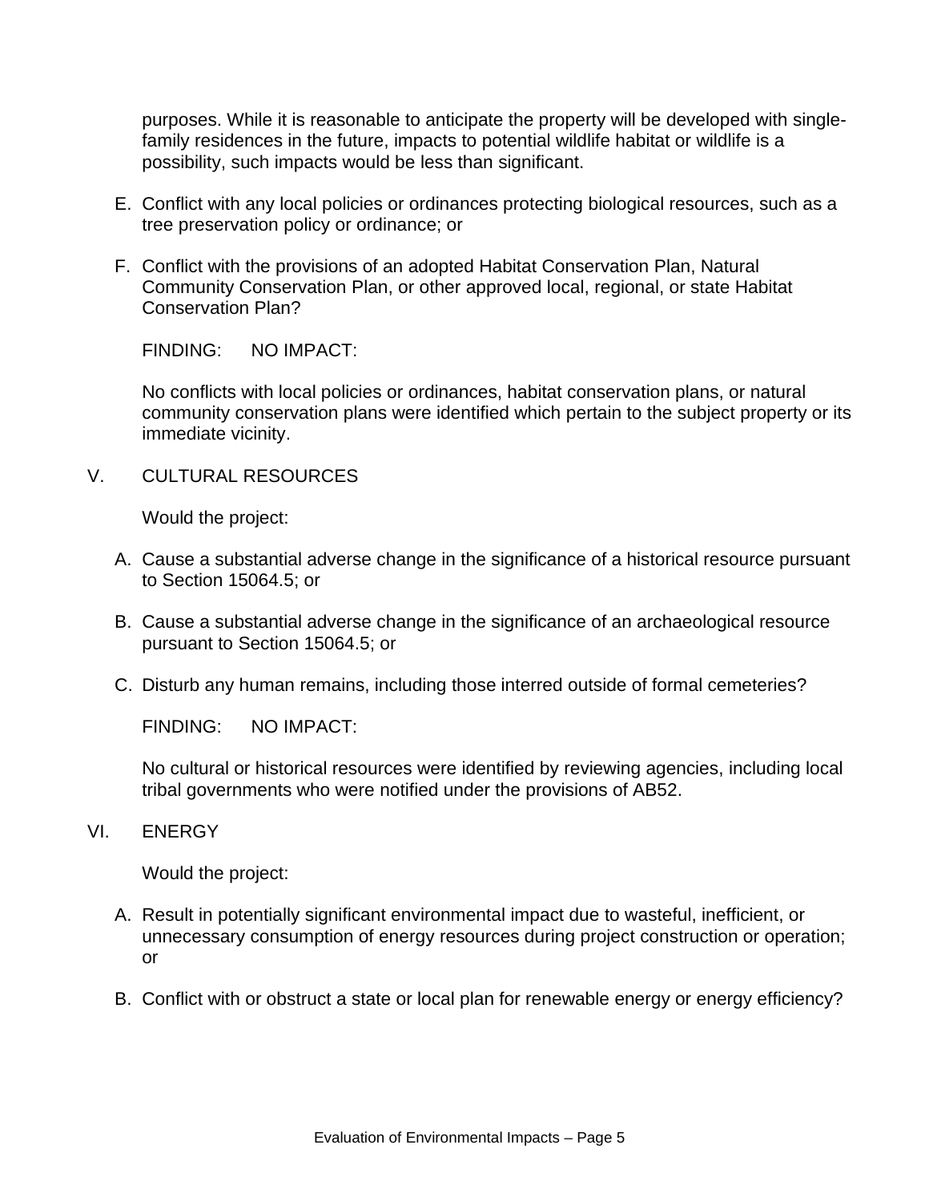purposes. While it is reasonable to anticipate the property will be developed with single-family residences in the future, impacts to potential wildlife habitat or wildlife is a possibility, such impacts would be less than significant.

E. Conflict with any local policies or ordinances protecting biological resources, such as a tree preservation policy or ordinance; or

F. Conflict with the provisions of an adopted Habitat Conservation Plan, Natural Community Conservation Plan, or other approved local, regional, or state Habitat Conservation Plan?

FINDING: NO IMPACT:

No conflicts with local policies or ordinances, habitat conservation plans, or natural community conservation plans were identified which pertain to the subject property or its immediate vicinity.

## V. CULTURAL RESOURCES

Would the project:

A. Cause a substantial adverse change in the significance of a historical resource pursuant to Section 15064.5; or

B. Cause a substantial adverse change in the significance of an archaeological resource pursuant to Section 15064.5; or

C. Disturb any human remains, including those interred outside of formal cemeteries?

FINDING: NO IMPACT:

No cultural or historical resources were identified by reviewing agencies, including local tribal governments who were notified under the provisions of AB52.

## VI. ENERGY

Would the project:

A. Result in potentially significant environmental impact due to wasteful, inefficient, or unnecessary consumption of energy resources during project construction or operation; or

B. Conflict with or obstruct a state or local plan for renewable energy or energy efficiency?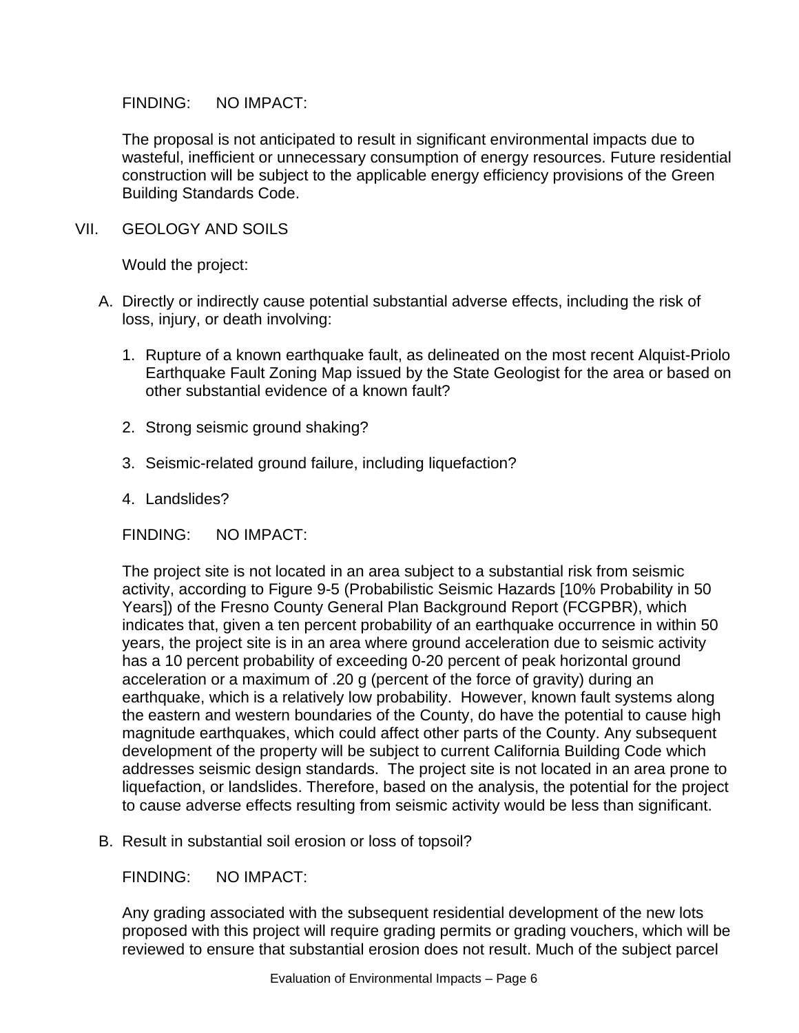FINDING: NO IMPACT:

The proposal is not anticipated to result in significant environmental impacts due to wasteful, inefficient or unnecessary consumption of energy resources. Future residential construction will be subject to the applicable energy efficiency provisions of the Green Building Standards Code.

## VII. GEOLOGY AND SOILS

Would the project:

A. Directly or indirectly cause potential substantial adverse effects, including the risk of loss, injury, or death involving:

   1. Rupture of a known earthquake fault, as delineated on the most recent Alquist-Priolo Earthquake Fault Zoning Map issued by the State Geologist for the area or based on other substantial evidence of a known fault?

   2. Strong seismic ground shaking?

   3. Seismic-related ground failure, including liquefaction?

   4. Landslides?

FINDING: NO IMPACT:

The project site is not located in an area subject to a substantial risk from seismic activity, according to Figure 9-5 (Probabilistic Seismic Hazards [10% Probability in 50 Years]) of the Fresno County General Plan Background Report (FCGPBR), which indicates that, given a ten percent probability of an earthquake occurrence in within 50 years, the project site is in an area where ground acceleration due to seismic activity has a 10 percent probability of exceeding 0-20 percent of peak horizontal ground acceleration or a maximum of .20 g (percent of the force of gravity) during an earthquake, which is a relatively low probability. However, known fault systems along the eastern and western boundaries of the County, do have the potential to cause high magnitude earthquakes, which could affect other parts of the County. Any subsequent development of the property will be subject to current California Building Code which addresses seismic design standards. The project site is not located in an area prone to liquefaction, or landslides. Therefore, based on the analysis, the potential for the project to cause adverse effects resulting from seismic activity would be less than significant.

B. Result in substantial soil erosion or loss of topsoil?

FINDING: NO IMPACT:

Any grading associated with the subsequent residential development of the new lots proposed with this project will require grading permits or grading vouchers, which will be reviewed to ensure that substantial erosion does not result. Much of the subject parcel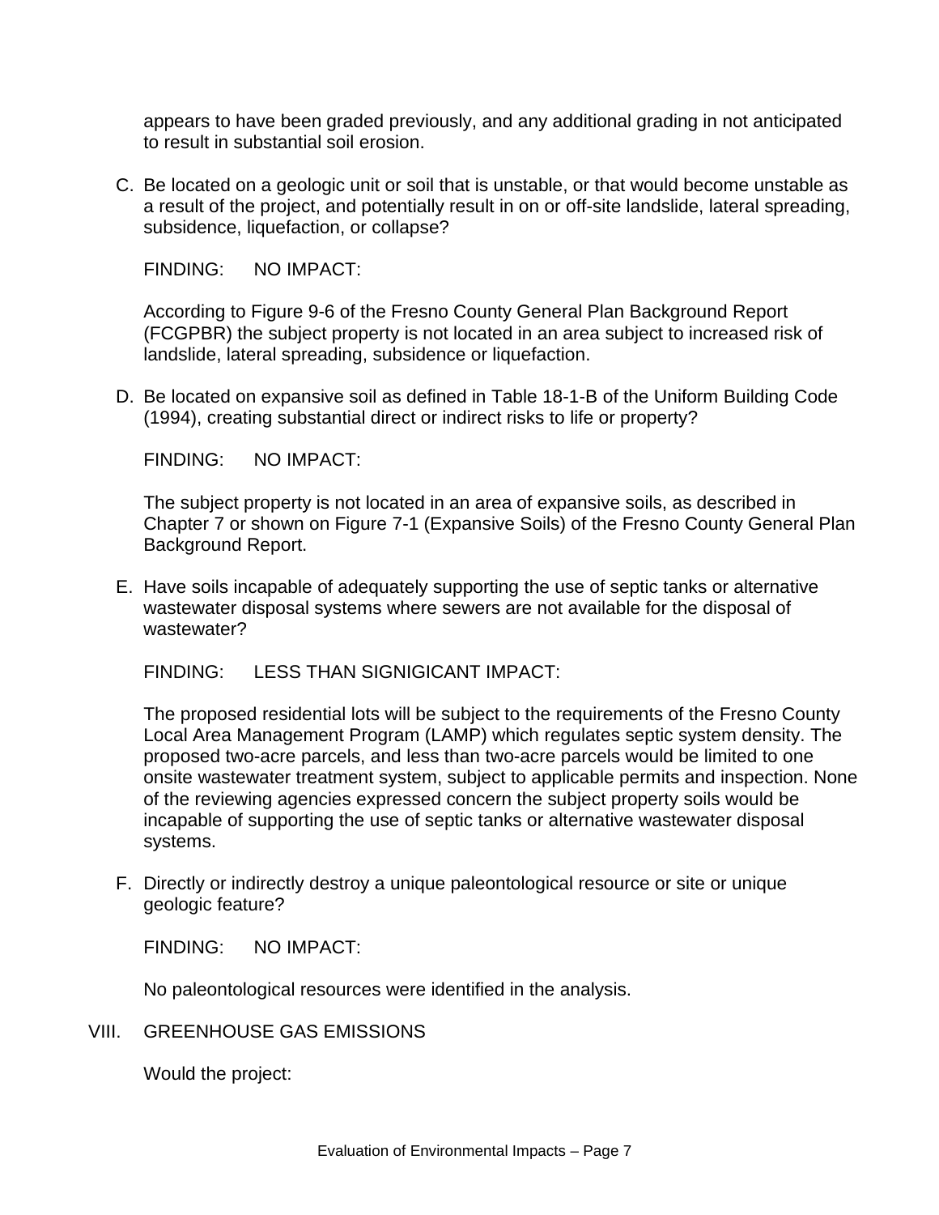appears to have been graded previously, and any additional grading in not anticipated to result in substantial soil erosion.

C. Be located on a geologic unit or soil that is unstable, or that would become unstable as a result of the project, and potentially result in on or off-site landslide, lateral spreading, subsidence, liquefaction, or collapse?

FINDING: NO IMPACT:

According to Figure 9-6 of the Fresno County General Plan Background Report (FCGPBR) the subject property is not located in an area subject to increased risk of landslide, lateral spreading, subsidence or liquefaction.

D. Be located on expansive soil as defined in Table 18-1-B of the Uniform Building Code (1994), creating substantial direct or indirect risks to life or property?

FINDING: NO IMPACT:

The subject property is not located in an area of expansive soils, as described in Chapter 7 or shown on Figure 7-1 (Expansive Soils) of the Fresno County General Plan Background Report.

E. Have soils incapable of adequately supporting the use of septic tanks or alternative wastewater disposal systems where sewers are not available for the disposal of wastewater?

FINDING: LESS THAN SIGNIGICANT IMPACT:

The proposed residential lots will be subject to the requirements of the Fresno County Local Area Management Program (LAMP) which regulates septic system density. The proposed two-acre parcels, and less than two-acre parcels would be limited to one onsite wastewater treatment system, subject to applicable permits and inspection. None of the reviewing agencies expressed concern the subject property soils would be incapable of supporting the use of septic tanks or alternative wastewater disposal systems.

F. Directly or indirectly destroy a unique paleontological resource or site or unique geologic feature?

FINDING: NO IMPACT:

No paleontological resources were identified in the analysis.

## VIII. GREENHOUSE GAS EMISSIONS

Would the project: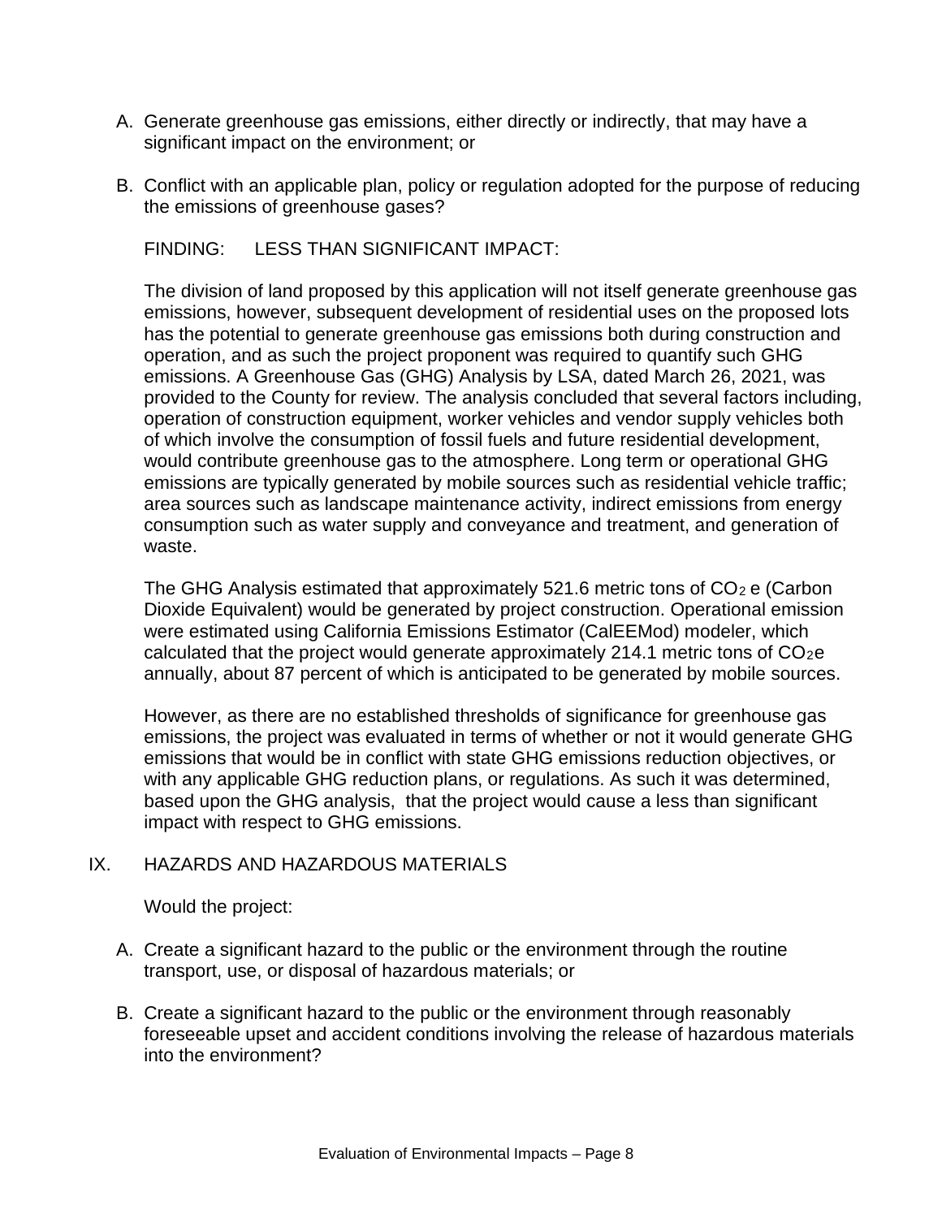A. Generate greenhouse gas emissions, either directly or indirectly, that may have a significant impact on the environment; or

B. Conflict with an applicable plan, policy or regulation adopted for the purpose of reducing the emissions of greenhouse gases?

FINDING: LESS THAN SIGNIFICANT IMPACT:

The division of land proposed by this application will not itself generate greenhouse gas emissions, however, subsequent development of residential uses on the proposed lots has the potential to generate greenhouse gas emissions both during construction and operation, and as such the project proponent was required to quantify such GHG emissions. A Greenhouse Gas (GHG) Analysis by LSA, dated March 26, 2021, was provided to the County for review. The analysis concluded that several factors including, operation of construction equipment, worker vehicles and vendor supply vehicles both of which involve the consumption of fossil fuels and future residential development, would contribute greenhouse gas to the atmosphere. Long term or operational GHG emissions are typically generated by mobile sources such as residential vehicle traffic; area sources such as landscape maintenance activity, indirect emissions from energy consumption such as water supply and conveyance and treatment, and generation of waste.

The GHG Analysis estimated that approximately 521.6 metric tons of $CO_2$ e (Carbon Dioxide Equivalent) would be generated by project construction. Operational emission were estimated using California Emissions Estimator (CalEEMod) modeler, which calculated that the project would generate approximately 214.1 metric tons of $CO_2$e annually, about 87 percent of which is anticipated to be generated by mobile sources.

However, as there are no established thresholds of significance for greenhouse gas emissions, the project was evaluated in terms of whether or not it would generate GHG emissions that would be in conflict with state GHG emissions reduction objectives, or with any applicable GHG reduction plans, or regulations. As such it was determined, based upon the GHG analysis, that the project would cause a less than significant impact with respect to GHG emissions.

## IX. HAZARDS AND HAZARDOUS MATERIALS

Would the project:

A. Create a significant hazard to the public or the environment through the routine transport, use, or disposal of hazardous materials; or

B. Create a significant hazard to the public or the environment through reasonably foreseeable upset and accident conditions involving the release of hazardous materials into the environment?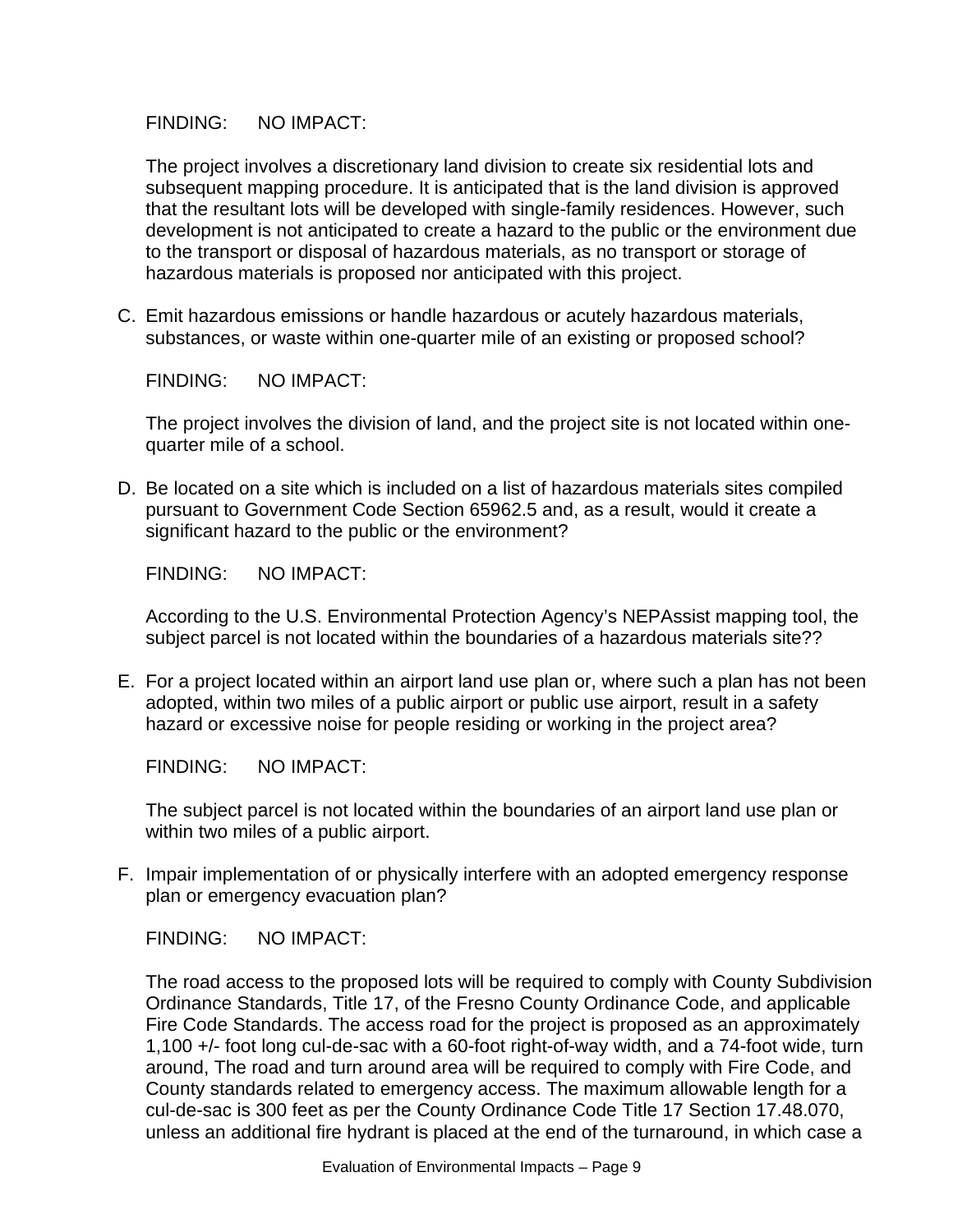FINDING: NO IMPACT:

The project involves a discretionary land division to create six residential lots and subsequent mapping procedure. It is anticipated that is the land division is approved that the resultant lots will be developed with single-family residences. However, such development is not anticipated to create a hazard to the public or the environment due to the transport or disposal of hazardous materials, as no transport or storage of hazardous materials is proposed nor anticipated with this project.

C. Emit hazardous emissions or handle hazardous or acutely hazardous materials, substances, or waste within one-quarter mile of an existing or proposed school?

   FINDING: NO IMPACT:

   The project involves the division of land, and the project site is not located within one-quarter mile of a school.

D. Be located on a site which is included on a list of hazardous materials sites compiled pursuant to Government Code Section 65962.5 and, as a result, would it create a significant hazard to the public or the environment?

   FINDING: NO IMPACT:

   According to the U.S. Environmental Protection Agency's NEPAssist mapping tool, the subject parcel is not located within the boundaries of a hazardous materials site??

E. For a project located within an airport land use plan or, where such a plan has not been adopted, within two miles of a public airport or public use airport, result in a safety hazard or excessive noise for people residing or working in the project area?

   FINDING: NO IMPACT:

   The subject parcel is not located within the boundaries of an airport land use plan or within two miles of a public airport.

F. Impair implementation of or physically interfere with an adopted emergency response plan or emergency evacuation plan?

   FINDING: NO IMPACT:

   The road access to the proposed lots will be required to comply with County Subdivision Ordinance Standards, Title 17, of the Fresno County Ordinance Code, and applicable Fire Code Standards. The access road for the project is proposed as an approximately 1,100 +/- foot long cul-de-sac with a 60-foot right-of-way width, and a 74-foot wide, turn around, The road and turn around area will be required to comply with Fire Code, and County standards related to emergency access. The maximum allowable length for a cul-de-sac is 300 feet as per the County Ordinance Code Title 17 Section 17.48.070, unless an additional fire hydrant is placed at the end of the turnaround, in which case a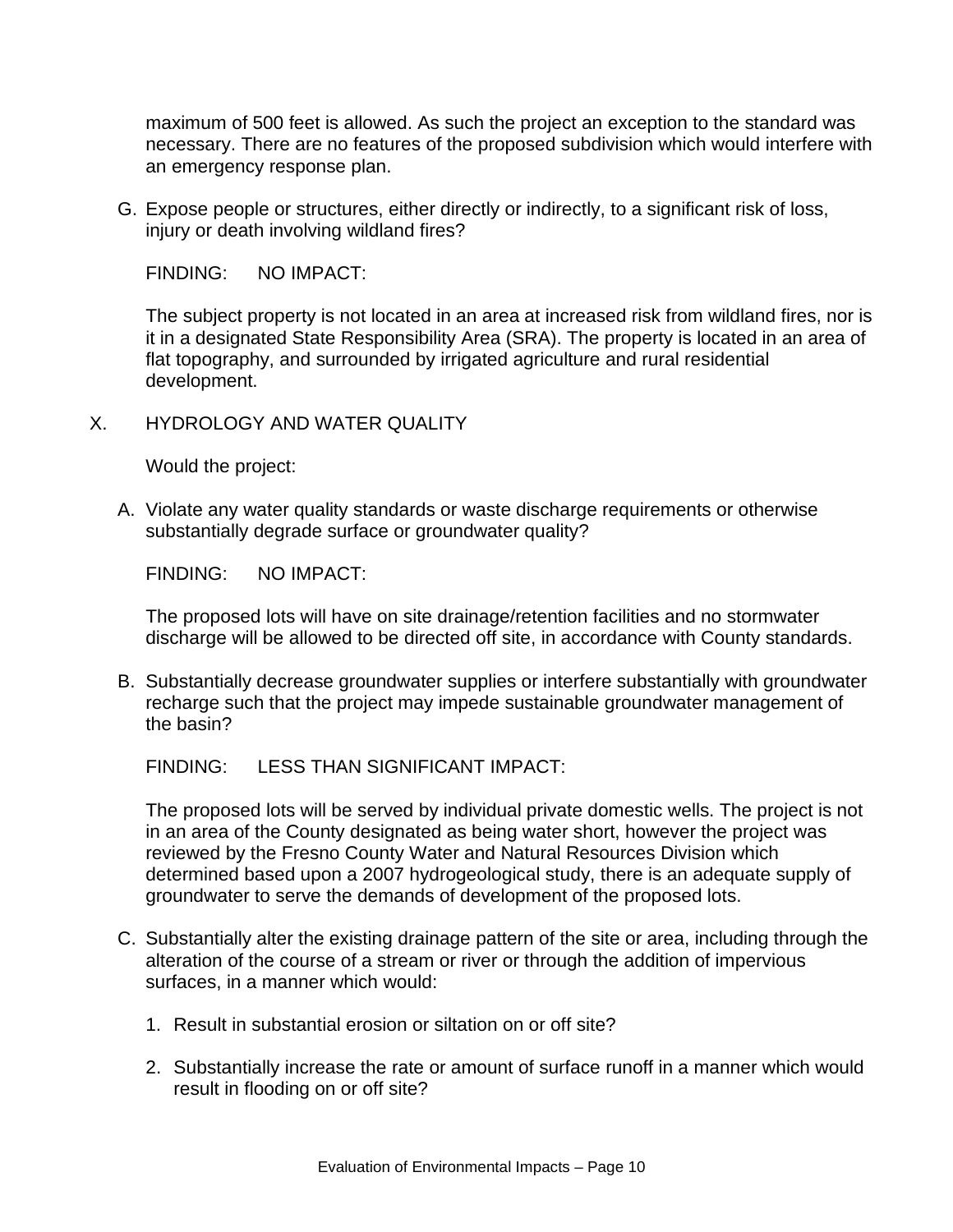maximum of 500 feet is allowed. As such the project an exception to the standard was necessary. There are no features of the proposed subdivision which would interfere with an emergency response plan.

G. Expose people or structures, either directly or indirectly, to a significant risk of loss, injury or death involving wildland fires?

FINDING: NO IMPACT:

The subject property is not located in an area at increased risk from wildland fires, nor is it in a designated State Responsibility Area (SRA). The property is located in an area of flat topography, and surrounded by irrigated agriculture and rural residential development.

## X. HYDROLOGY AND WATER QUALITY

Would the project:

A. Violate any water quality standards or waste discharge requirements or otherwise substantially degrade surface or groundwater quality?

FINDING: NO IMPACT:

The proposed lots will have on site drainage/retention facilities and no stormwater discharge will be allowed to be directed off site, in accordance with County standards.

B. Substantially decrease groundwater supplies or interfere substantially with groundwater recharge such that the project may impede sustainable groundwater management of the basin?

FINDING: LESS THAN SIGNIFICANT IMPACT:

The proposed lots will be served by individual private domestic wells. The project is not in an area of the County designated as being water short, however the project was reviewed by the Fresno County Water and Natural Resources Division which determined based upon a 2007 hydrogeological study, there is an adequate supply of groundwater to serve the demands of development of the proposed lots.

C. Substantially alter the existing drainage pattern of the site or area, including through the alteration of the course of a stream or river or through the addition of impervious surfaces, in a manner which would:

1. Result in substantial erosion or siltation on or off site?

2. Substantially increase the rate or amount of surface runoff in a manner which would result in flooding on or off site?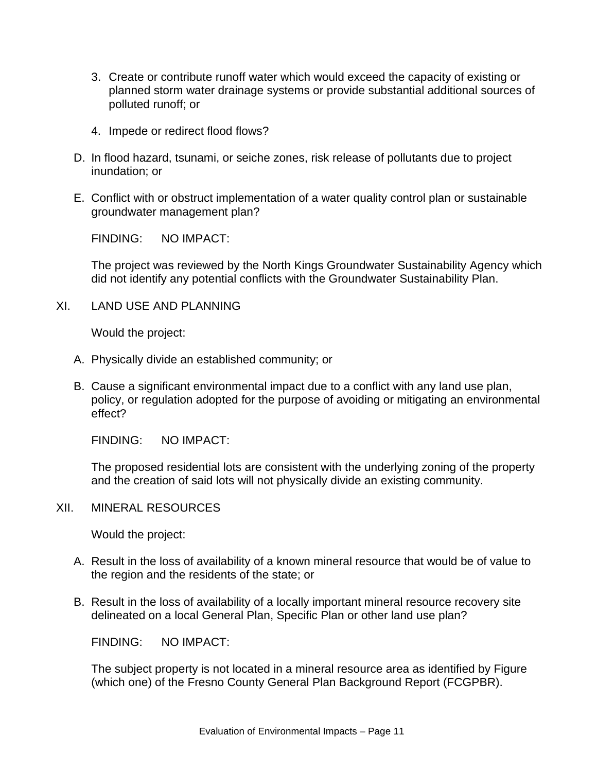3. Create or contribute runoff water which would exceed the capacity of existing or planned storm water drainage systems or provide substantial additional sources of polluted runoff; or

4. Impede or redirect flood flows?

D. In flood hazard, tsunami, or seiche zones, risk release of pollutants due to project inundation; or

E. Conflict with or obstruct implementation of a water quality control plan or sustainable groundwater management plan?

FINDING: NO IMPACT:

The project was reviewed by the North Kings Groundwater Sustainability Agency which did not identify any potential conflicts with the Groundwater Sustainability Plan.

## XI. LAND USE AND PLANNING

Would the project:

A. Physically divide an established community; or

B. Cause a significant environmental impact due to a conflict with any land use plan, policy, or regulation adopted for the purpose of avoiding or mitigating an environmental effect?

FINDING: NO IMPACT:

The proposed residential lots are consistent with the underlying zoning of the property and the creation of said lots will not physically divide an existing community.

## XII. MINERAL RESOURCES

Would the project:

A. Result in the loss of availability of a known mineral resource that would be of value to the region and the residents of the state; or

B. Result in the loss of availability of a locally important mineral resource recovery site delineated on a local General Plan, Specific Plan or other land use plan?

FINDING: NO IMPACT:

The subject property is not located in a mineral resource area as identified by Figure (which one) of the Fresno County General Plan Background Report (FCGPBR).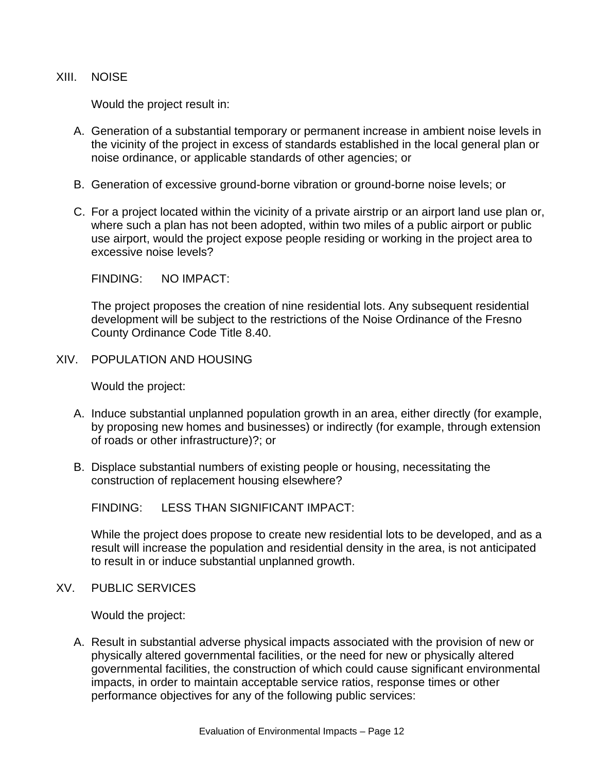## XIII. NOISE

Would the project result in:

A. Generation of a substantial temporary or permanent increase in ambient noise levels in the vicinity of the project in excess of standards established in the local general plan or noise ordinance, or applicable standards of other agencies; or

B. Generation of excessive ground-borne vibration or ground-borne noise levels; or

C. For a project located within the vicinity of a private airstrip or an airport land use plan or, where such a plan has not been adopted, within two miles of a public airport or public use airport, would the project expose people residing or working in the project area to excessive noise levels?

FINDING: NO IMPACT:

The project proposes the creation of nine residential lots. Any subsequent residential development will be subject to the restrictions of the Noise Ordinance of the Fresno County Ordinance Code Title 8.40.

## XIV. POPULATION AND HOUSING

Would the project:

A. Induce substantial unplanned population growth in an area, either directly (for example, by proposing new homes and businesses) or indirectly (for example, through extension of roads or other infrastructure)?; or

B. Displace substantial numbers of existing people or housing, necessitating the construction of replacement housing elsewhere?

FINDING: LESS THAN SIGNIFICANT IMPACT:

While the project does propose to create new residential lots to be developed, and as a result will increase the population and residential density in the area, is not anticipated to result in or induce substantial unplanned growth.

## XV. PUBLIC SERVICES

Would the project:

A. Result in substantial adverse physical impacts associated with the provision of new or physically altered governmental facilities, or the need for new or physically altered governmental facilities, the construction of which could cause significant environmental impacts, in order to maintain acceptable service ratios, response times or other performance objectives for any of the following public services: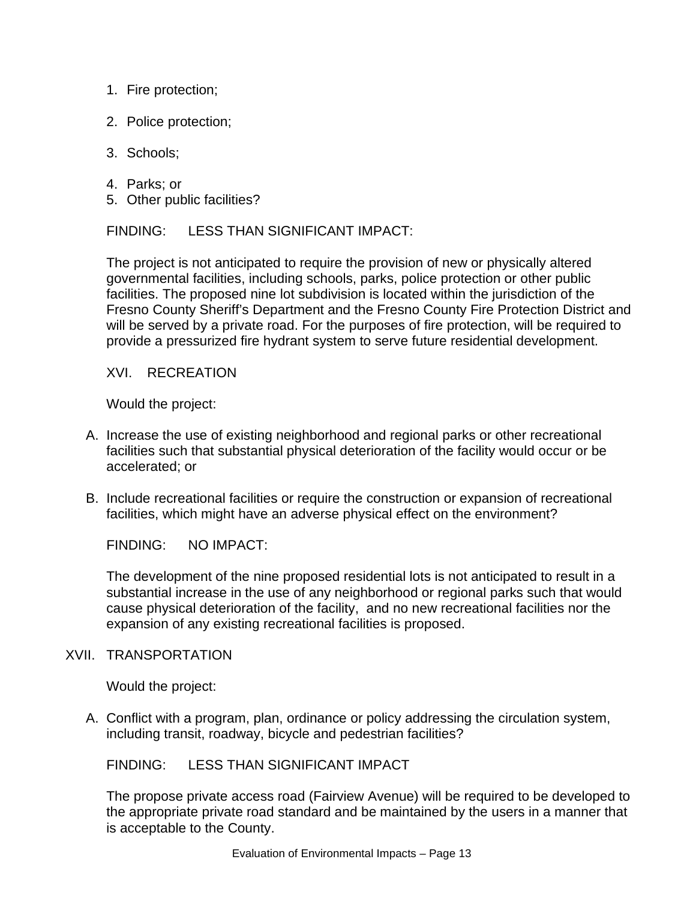1. Fire protection;

2. Police protection;

3. Schools;

4. Parks; or
5. Other public facilities?

FINDING: LESS THAN SIGNIFICANT IMPACT:

The project is not anticipated to require the provision of new or physically altered governmental facilities, including schools, parks, police protection or other public facilities. The proposed nine lot subdivision is located within the jurisdiction of the Fresno County Sheriff's Department and the Fresno County Fire Protection District and will be served by a private road. For the purposes of fire protection, will be required to provide a pressurized fire hydrant system to serve future residential development.

XVI. RECREATION

Would the project:

A. Increase the use of existing neighborhood and regional parks or other recreational facilities such that substantial physical deterioration of the facility would occur or be accelerated; or

B. Include recreational facilities or require the construction or expansion of recreational facilities, which might have an adverse physical effect on the environment?

FINDING: NO IMPACT:

The development of the nine proposed residential lots is not anticipated to result in a substantial increase in the use of any neighborhood or regional parks such that would cause physical deterioration of the facility, and no new recreational facilities nor the expansion of any existing recreational facilities is proposed.

XVII. TRANSPORTATION

Would the project:

A. Conflict with a program, plan, ordinance or policy addressing the circulation system, including transit, roadway, bicycle and pedestrian facilities?

FINDING: LESS THAN SIGNIFICANT IMPACT

The propose private access road (Fairview Avenue) will be required to be developed to the appropriate private road standard and be maintained by the users in a manner that is acceptable to the County.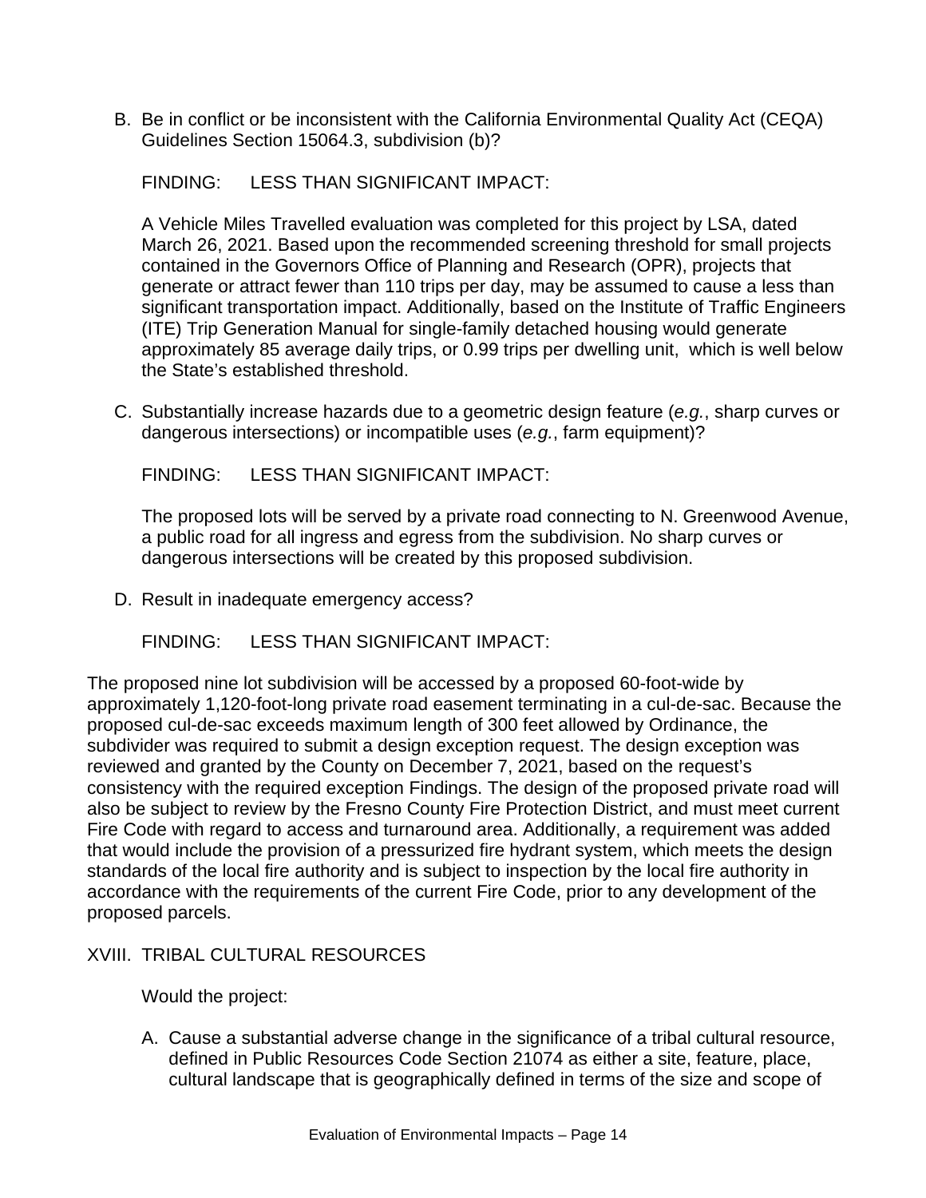B. Be in conflict or be inconsistent with the California Environmental Quality Act (CEQA) Guidelines Section 15064.3, subdivision (b)?

FINDING: LESS THAN SIGNIFICANT IMPACT:

A Vehicle Miles Travelled evaluation was completed for this project by LSA, dated March 26, 2021. Based upon the recommended screening threshold for small projects contained in the Governors Office of Planning and Research (OPR), projects that generate or attract fewer than 110 trips per day, may be assumed to cause a less than significant transportation impact. Additionally, based on the Institute of Traffic Engineers (ITE) Trip Generation Manual for single-family detached housing would generate approximately 85 average daily trips, or 0.99 trips per dwelling unit, which is well below the State's established threshold.

C. Substantially increase hazards due to a geometric design feature (*e.g.*, sharp curves or dangerous intersections) or incompatible uses (*e.g.*, farm equipment)?

FINDING: LESS THAN SIGNIFICANT IMPACT:

The proposed lots will be served by a private road connecting to N. Greenwood Avenue, a public road for all ingress and egress from the subdivision. No sharp curves or dangerous intersections will be created by this proposed subdivision.

D. Result in inadequate emergency access?

FINDING: LESS THAN SIGNIFICANT IMPACT:

The proposed nine lot subdivision will be accessed by a proposed 60-foot-wide by approximately 1,120-foot-long private road easement terminating in a cul-de-sac. Because the proposed cul-de-sac exceeds maximum length of 300 feet allowed by Ordinance, the subdivider was required to submit a design exception request. The design exception was reviewed and granted by the County on December 7, 2021, based on the request's consistency with the required exception Findings. The design of the proposed private road will also be subject to review by the Fresno County Fire Protection District, and must meet current Fire Code with regard to access and turnaround area. Additionally, a requirement was added that would include the provision of a pressurized fire hydrant system, which meets the design standards of the local fire authority and is subject to inspection by the local fire authority in accordance with the requirements of the current Fire Code, prior to any development of the proposed parcels.

XVIII. TRIBAL CULTURAL RESOURCES

Would the project:

A. Cause a substantial adverse change in the significance of a tribal cultural resource, defined in Public Resources Code Section 21074 as either a site, feature, place, cultural landscape that is geographically defined in terms of the size and scope of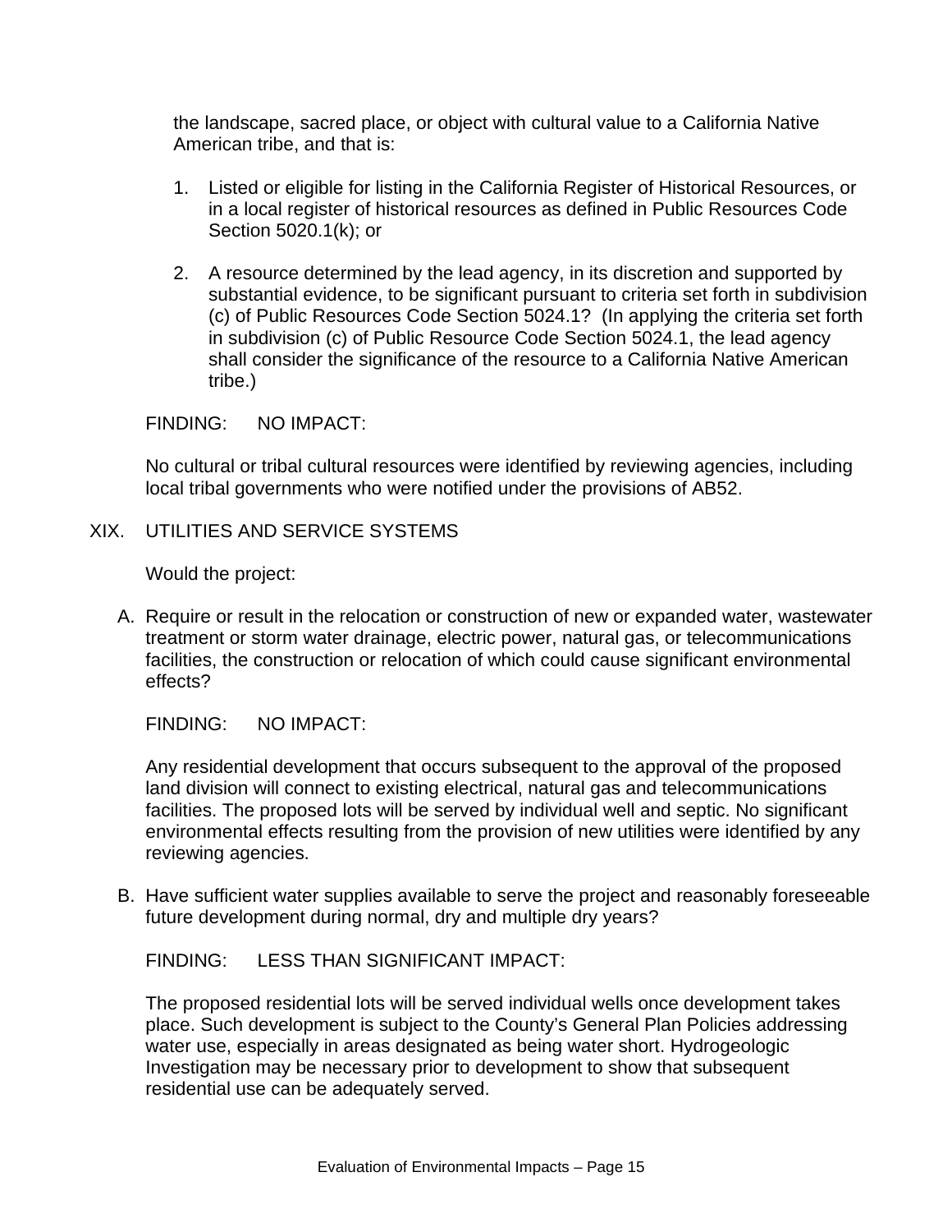the landscape, sacred place, or object with cultural value to a California Native American tribe, and that is:

1. Listed or eligible for listing in the California Register of Historical Resources, or in a local register of historical resources as defined in Public Resources Code Section 5020.1(k); or

2. A resource determined by the lead agency, in its discretion and supported by substantial evidence, to be significant pursuant to criteria set forth in subdivision (c) of Public Resources Code Section 5024.1? (In applying the criteria set forth in subdivision (c) of Public Resource Code Section 5024.1, the lead agency shall consider the significance of the resource to a California Native American tribe.)

FINDING: NO IMPACT:

No cultural or tribal cultural resources were identified by reviewing agencies, including local tribal governments who were notified under the provisions of AB52.

XIX. UTILITIES AND SERVICE SYSTEMS

Would the project:

A. Require or result in the relocation or construction of new or expanded water, wastewater treatment or storm water drainage, electric power, natural gas, or telecommunications facilities, the construction or relocation of which could cause significant environmental effects?

FINDING: NO IMPACT:

Any residential development that occurs subsequent to the approval of the proposed land division will connect to existing electrical, natural gas and telecommunications facilities. The proposed lots will be served by individual well and septic. No significant environmental effects resulting from the provision of new utilities were identified by any reviewing agencies.

B. Have sufficient water supplies available to serve the project and reasonably foreseeable future development during normal, dry and multiple dry years?

FINDING: LESS THAN SIGNIFICANT IMPACT:

The proposed residential lots will be served individual wells once development takes place. Such development is subject to the County's General Plan Policies addressing water use, especially in areas designated as being water short. Hydrogeologic Investigation may be necessary prior to development to show that subsequent residential use can be adequately served.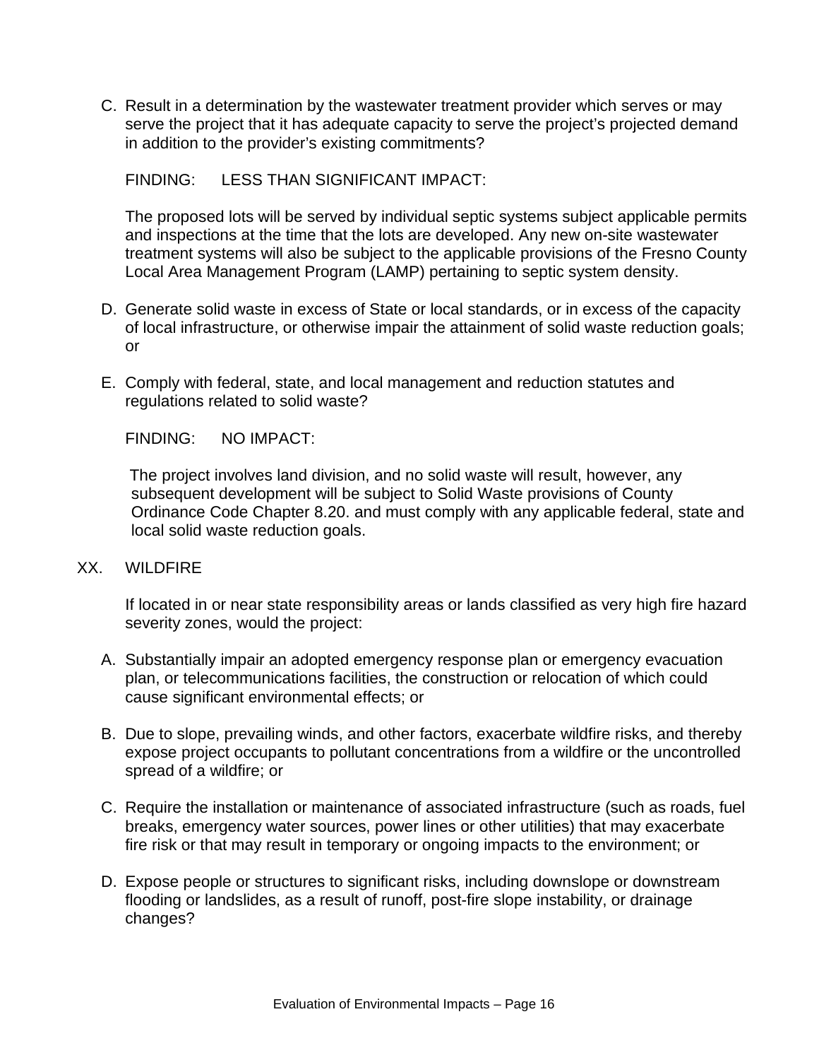C. Result in a determination by the wastewater treatment provider which serves or may serve the project that it has adequate capacity to serve the project's projected demand in addition to the provider's existing commitments?

FINDING: LESS THAN SIGNIFICANT IMPACT:

The proposed lots will be served by individual septic systems subject applicable permits and inspections at the time that the lots are developed. Any new on-site wastewater treatment systems will also be subject to the applicable provisions of the Fresno County Local Area Management Program (LAMP) pertaining to septic system density.

D. Generate solid waste in excess of State or local standards, or in excess of the capacity of local infrastructure, or otherwise impair the attainment of solid waste reduction goals; or

E. Comply with federal, state, and local management and reduction statutes and regulations related to solid waste?

FINDING: NO IMPACT:

The project involves land division, and no solid waste will result, however, any subsequent development will be subject to Solid Waste provisions of County Ordinance Code Chapter 8.20. and must comply with any applicable federal, state and local solid waste reduction goals.

## XX. WILDFIRE

If located in or near state responsibility areas or lands classified as very high fire hazard severity zones, would the project:

A. Substantially impair an adopted emergency response plan or emergency evacuation plan, or telecommunications facilities, the construction or relocation of which could cause significant environmental effects; or

B. Due to slope, prevailing winds, and other factors, exacerbate wildfire risks, and thereby expose project occupants to pollutant concentrations from a wildfire or the uncontrolled spread of a wildfire; or

C. Require the installation or maintenance of associated infrastructure (such as roads, fuel breaks, emergency water sources, power lines or other utilities) that may exacerbate fire risk or that may result in temporary or ongoing impacts to the environment; or

D. Expose people or structures to significant risks, including downslope or downstream flooding or landslides, as a result of runoff, post-fire slope instability, or drainage changes?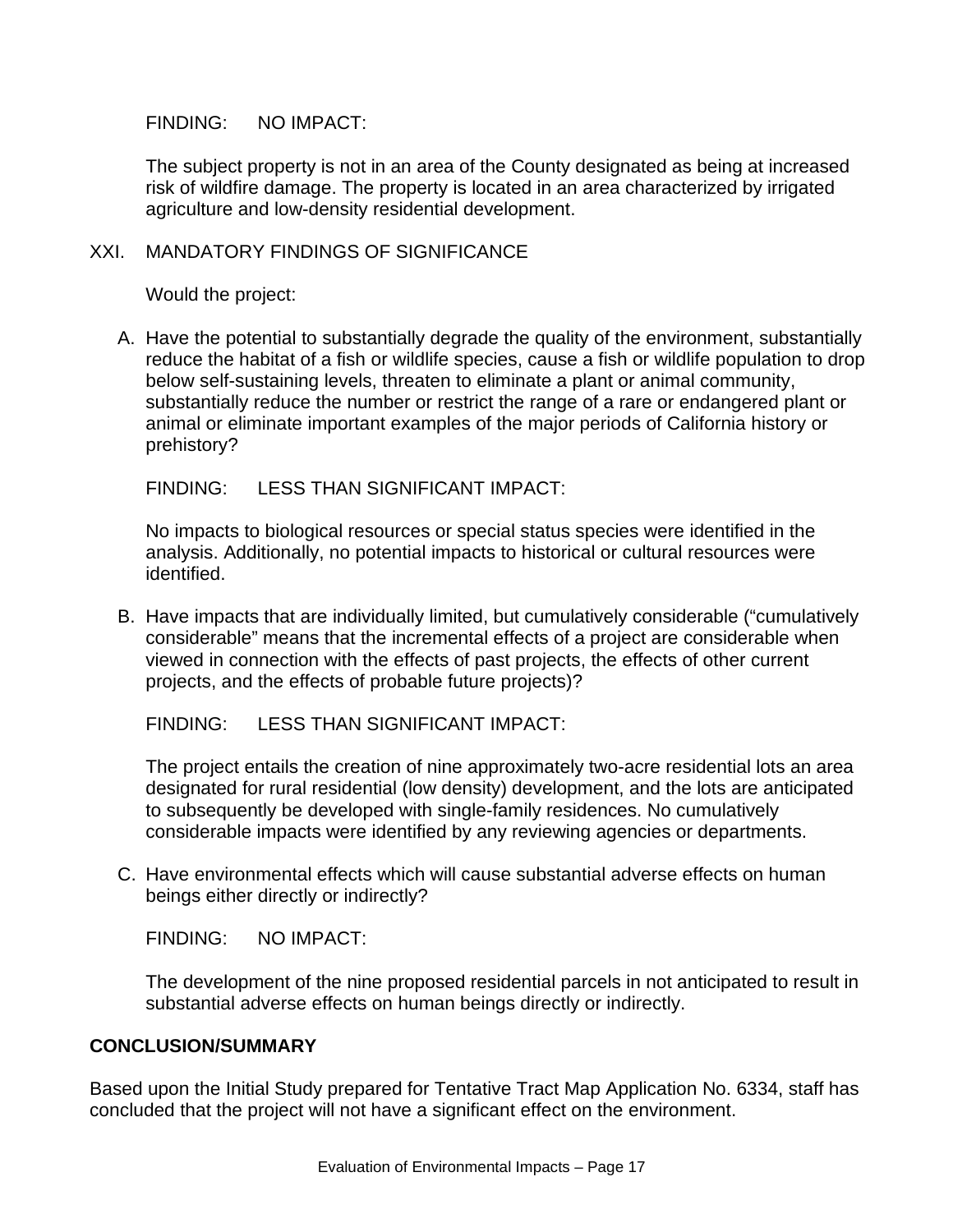FINDING: NO IMPACT:

The subject property is not in an area of the County designated as being at increased risk of wildfire damage. The property is located in an area characterized by irrigated agriculture and low-density residential development.

XXI. MANDATORY FINDINGS OF SIGNIFICANCE

Would the project:

A. Have the potential to substantially degrade the quality of the environment, substantially reduce the habitat of a fish or wildlife species, cause a fish or wildlife population to drop below self-sustaining levels, threaten to eliminate a plant or animal community, substantially reduce the number or restrict the range of a rare or endangered plant or animal or eliminate important examples of the major periods of California history or prehistory?

   FINDING: LESS THAN SIGNIFICANT IMPACT:

   No impacts to biological resources or special status species were identified in the analysis. Additionally, no potential impacts to historical or cultural resources were identified.

B. Have impacts that are individually limited, but cumulatively considerable ("cumulatively considerable" means that the incremental effects of a project are considerable when viewed in connection with the effects of past projects, the effects of other current projects, and the effects of probable future projects)?

   FINDING: LESS THAN SIGNIFICANT IMPACT:

   The project entails the creation of nine approximately two-acre residential lots an area designated for rural residential (low density) development, and the lots are anticipated to subsequently be developed with single-family residences. No cumulatively considerable impacts were identified by any reviewing agencies or departments.

C. Have environmental effects which will cause substantial adverse effects on human beings either directly or indirectly?

   FINDING: NO IMPACT:

   The development of the nine proposed residential parcels in not anticipated to result in substantial adverse effects on human beings directly or indirectly.

**CONCLUSION/SUMMARY**

Based upon the Initial Study prepared for Tentative Tract Map Application No. 6334, staff has concluded that the project will not have a significant effect on the environment.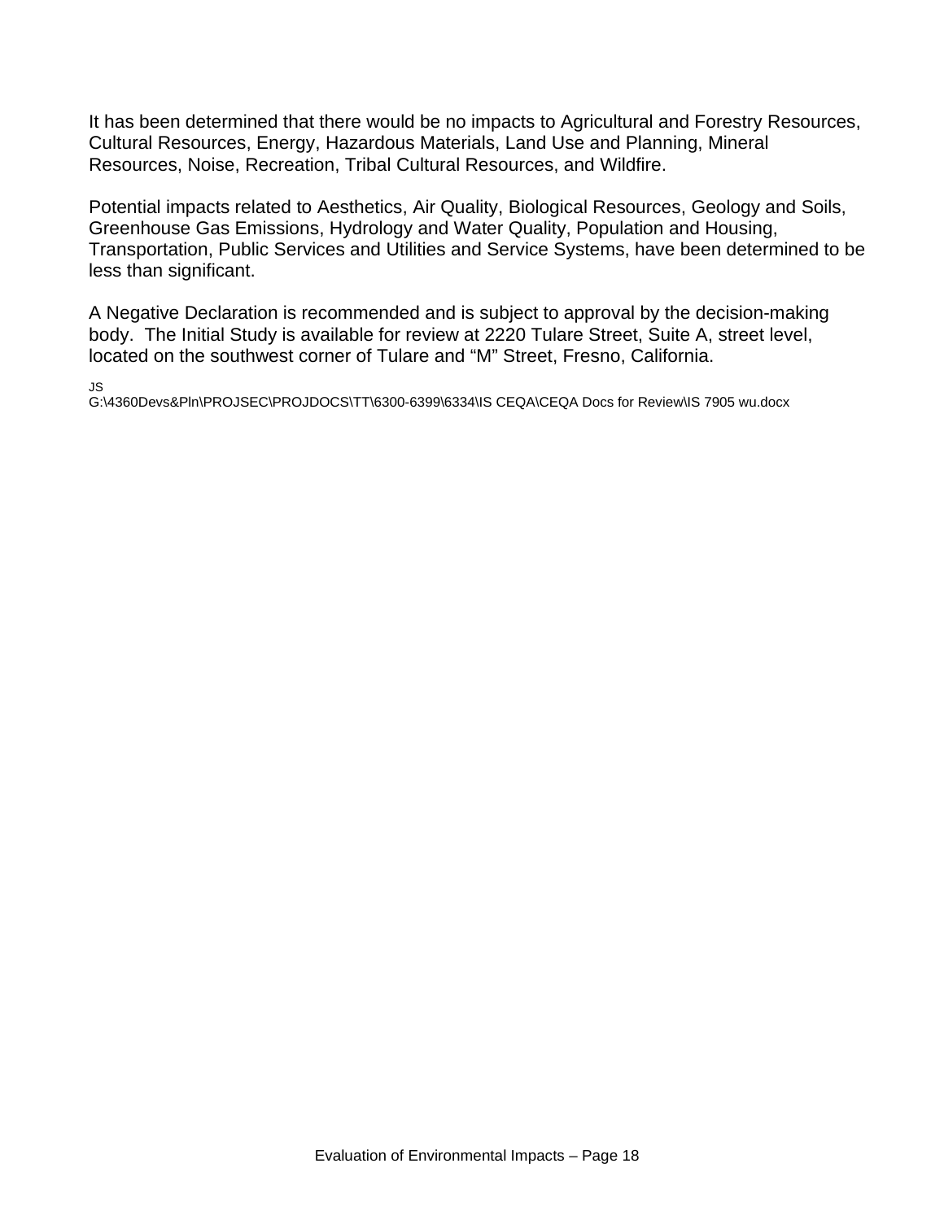It has been determined that there would be no impacts to Agricultural and Forestry Resources, Cultural Resources, Energy, Hazardous Materials, Land Use and Planning, Mineral Resources, Noise, Recreation, Tribal Cultural Resources, and Wildfire.

Potential impacts related to Aesthetics, Air Quality, Biological Resources, Geology and Soils, Greenhouse Gas Emissions, Hydrology and Water Quality, Population and Housing, Transportation, Public Services and Utilities and Service Systems, have been determined to be less than significant.

A Negative Declaration is recommended and is subject to approval by the decision-making body. The Initial Study is available for review at 2220 Tulare Street, Suite A, street level, located on the southwest corner of Tulare and "M" Street, Fresno, California.

JS
G:\4360Devs&Pln\PROJSEC\PROJDOCS\TT\6300-6399\6334\IS CEQA\CEQA Docs for Review\IS 7905 wu.docx